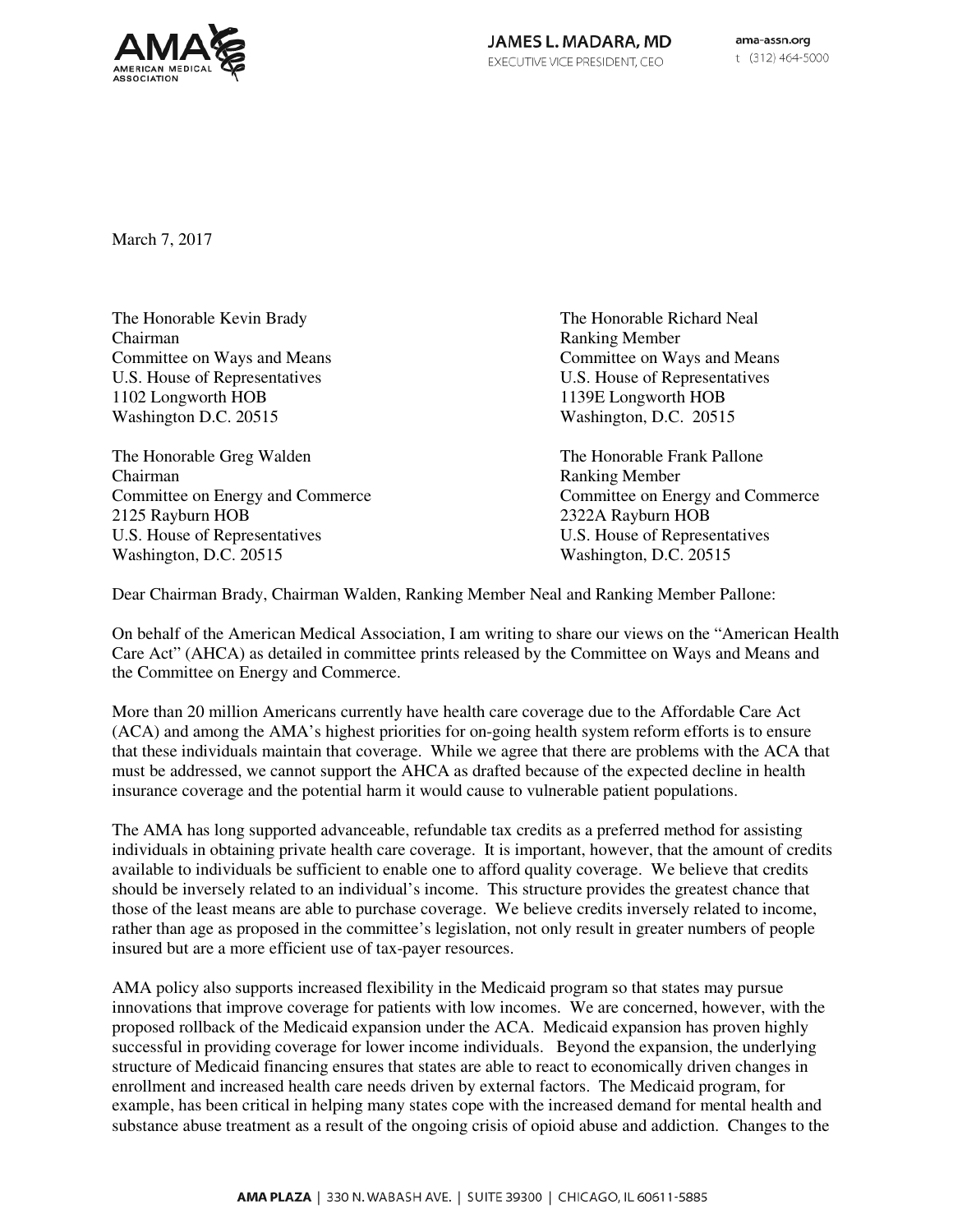AMA AMERICAN MEDICAL ASSOCIATION

**JAMES L. MADARA, MD**
EXECUTIVE VICE PRESIDENT, CEO

ama-assn.org
t (312) 464-5000

March 7, 2017

The Honorable Kevin Brady
Chairman
Committee on Ways and Means
U.S. House of Representatives
1102 Longworth HOB
Washington D.C. 20515

The Honorable Richard Neal
Ranking Member
Committee on Ways and Means
U.S. House of Representatives
1139E Longworth HOB
Washington, D.C. 20515

The Honorable Greg Walden
Chairman
Committee on Energy and Commerce
2125 Rayburn HOB
U.S. House of Representatives
Washington, D.C. 20515

The Honorable Frank Pallone
Ranking Member
Committee on Energy and Commerce
2322A Rayburn HOB
U.S. House of Representatives
Washington, D.C. 20515

Dear Chairman Brady, Chairman Walden, Ranking Member Neal and Ranking Member Pallone:

On behalf of the American Medical Association, I am writing to share our views on the "American Health Care Act" (AHCA) as detailed in committee prints released by the Committee on Ways and Means and the Committee on Energy and Commerce.

More than 20 million Americans currently have health care coverage due to the Affordable Care Act (ACA) and among the AMA's highest priorities for on-going health system reform efforts is to ensure that these individuals maintain that coverage. While we agree that there are problems with the ACA that must be addressed, we cannot support the AHCA as drafted because of the expected decline in health insurance coverage and the potential harm it would cause to vulnerable patient populations.

The AMA has long supported advanceable, refundable tax credits as a preferred method for assisting individuals in obtaining private health care coverage. It is important, however, that the amount of credits available to individuals be sufficient to enable one to afford quality coverage. We believe that credits should be inversely related to an individual's income. This structure provides the greatest chance that those of the least means are able to purchase coverage. We believe credits inversely related to income, rather than age as proposed in the committee's legislation, not only result in greater numbers of people insured but are a more efficient use of tax-payer resources.

AMA policy also supports increased flexibility in the Medicaid program so that states may pursue innovations that improve coverage for patients with low incomes. We are concerned, however, with the proposed rollback of the Medicaid expansion under the ACA. Medicaid expansion has proven highly successful in providing coverage for lower income individuals. Beyond the expansion, the underlying structure of Medicaid financing ensures that states are able to react to economically driven changes in enrollment and increased health care needs driven by external factors. The Medicaid program, for example, has been critical in helping many states cope with the increased demand for mental health and substance abuse treatment as a result of the ongoing crisis of opioid abuse and addiction. Changes to the

AMA PLAZA | 330 N. WABASH AVE. | SUITE 39300 | CHICAGO, IL 60611-5885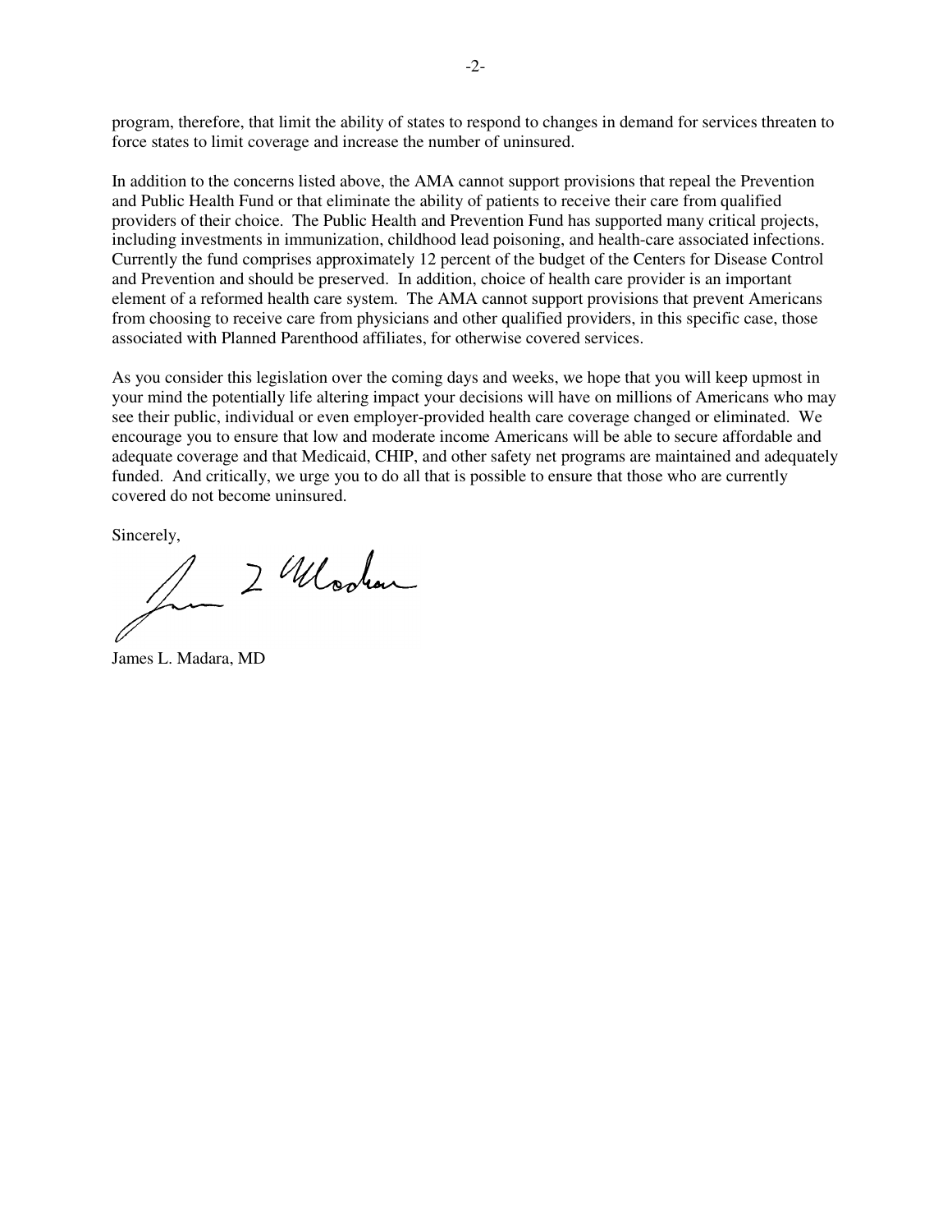program, therefore, that limit the ability of states to respond to changes in demand for services threaten to force states to limit coverage and increase the number of uninsured.

In addition to the concerns listed above, the AMA cannot support provisions that repeal the Prevention and Public Health Fund or that eliminate the ability of patients to receive their care from qualified providers of their choice. The Public Health and Prevention Fund has supported many critical projects, including investments in immunization, childhood lead poisoning, and health-care associated infections. Currently the fund comprises approximately 12 percent of the budget of the Centers for Disease Control and Prevention and should be preserved. In addition, choice of health care provider is an important element of a reformed health care system. The AMA cannot support provisions that prevent Americans from choosing to receive care from physicians and other qualified providers, in this specific case, those associated with Planned Parenthood affiliates, for otherwise covered services.

As you consider this legislation over the coming days and weeks, we hope that you will keep upmost in your mind the potentially life altering impact your decisions will have on millions of Americans who may see their public, individual or even employer-provided health care coverage changed or eliminated. We encourage you to ensure that low and moderate income Americans will be able to secure affordable and adequate coverage and that Medicaid, CHIP, and other safety net programs are maintained and adequately funded. And critically, we urge you to do all that is possible to ensure that those who are currently covered do not become uninsured.

Sincerely,

James L. Madara, MD